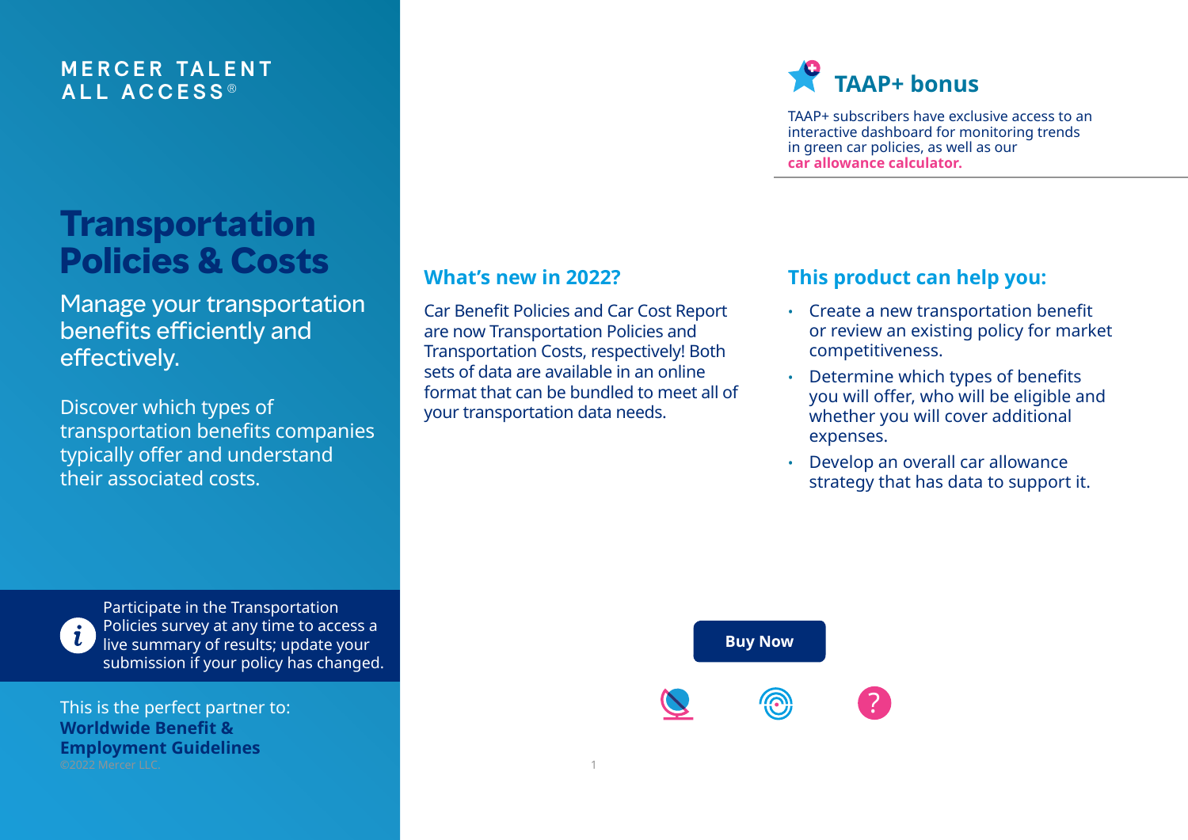MERCER TALENT ALL ACCESS®

# Transportation Policies & Costs

Manage your transportation benefits efficiently and effectively.

Discover which types of transportation benefits companies typically offer and understand their associated costs.

Participate in the Transportation Policies survey at any time to access a live summary of results; update your submission if your policy has changed.

This is the perfect partner to: **Worldwide Benefit & Employment Guidelines**

©2022 Mercer LLC.

## What's new in 2022?

Car Benefit Policies and Car Cost Report are now Transportation Policies and Transportation Costs, respectively! Both sets of data are available in an online format that can be bundled to meet all of your transportation data needs.

## TAAP+ bonus

TAAP+ subscribers have exclusive access to an interactive dashboard for monitoring trends in green car policies, as well as our **car allowance calculator.**

## This product can help you:

- Create a new transportation benefit or review an existing policy for market competitiveness.
- Determine which types of benefits you will offer, who will be eligible and whether you will cover additional expenses.
- Develop an overall car allowance strategy that has data to support it.

**Buy Now**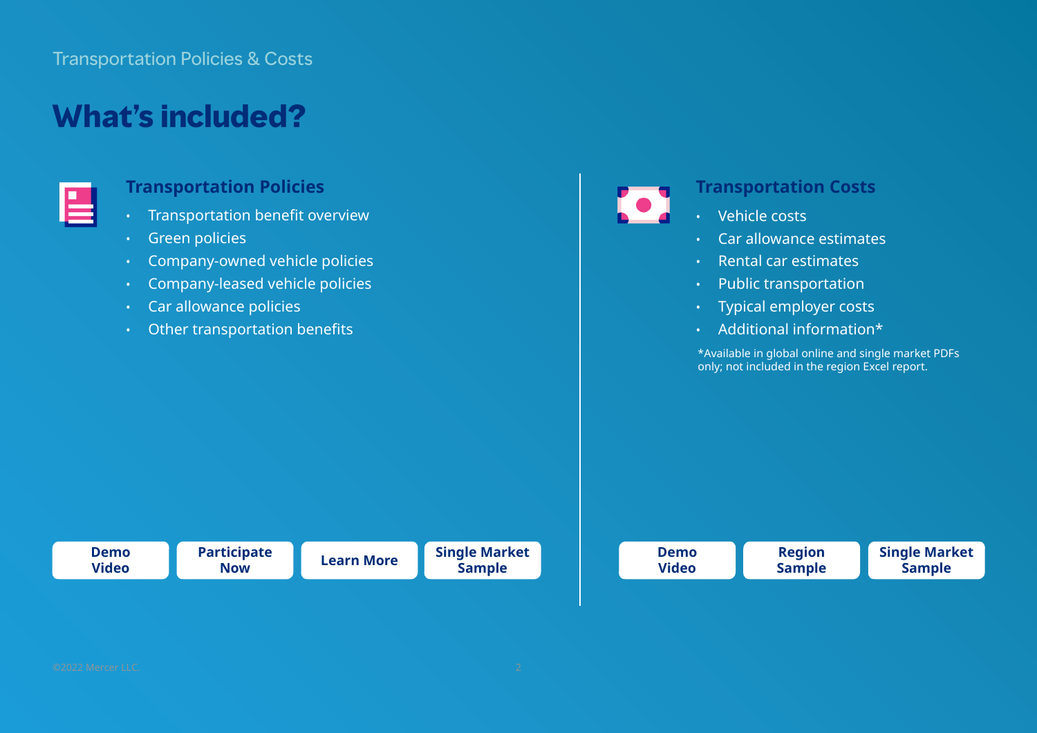# What's included?

## Transportation Policies

- Transportation benefit overview
- Green policies
- Company-owned vehicle policies
- Company-leased vehicle policies
- Car allowance policies
- Other transportation benefits

Demo Video | Participate Now | Learn More | Single Market Sample

## Transportation Costs

- Vehicle costs
- Car allowance estimates
- Rental car estimates
- Public transportation
- Typical employer costs
- Additional information*

*Available in global online and single market PDFs only; not included in the region Excel report.

Demo Video | Region Sample | Single Market Sample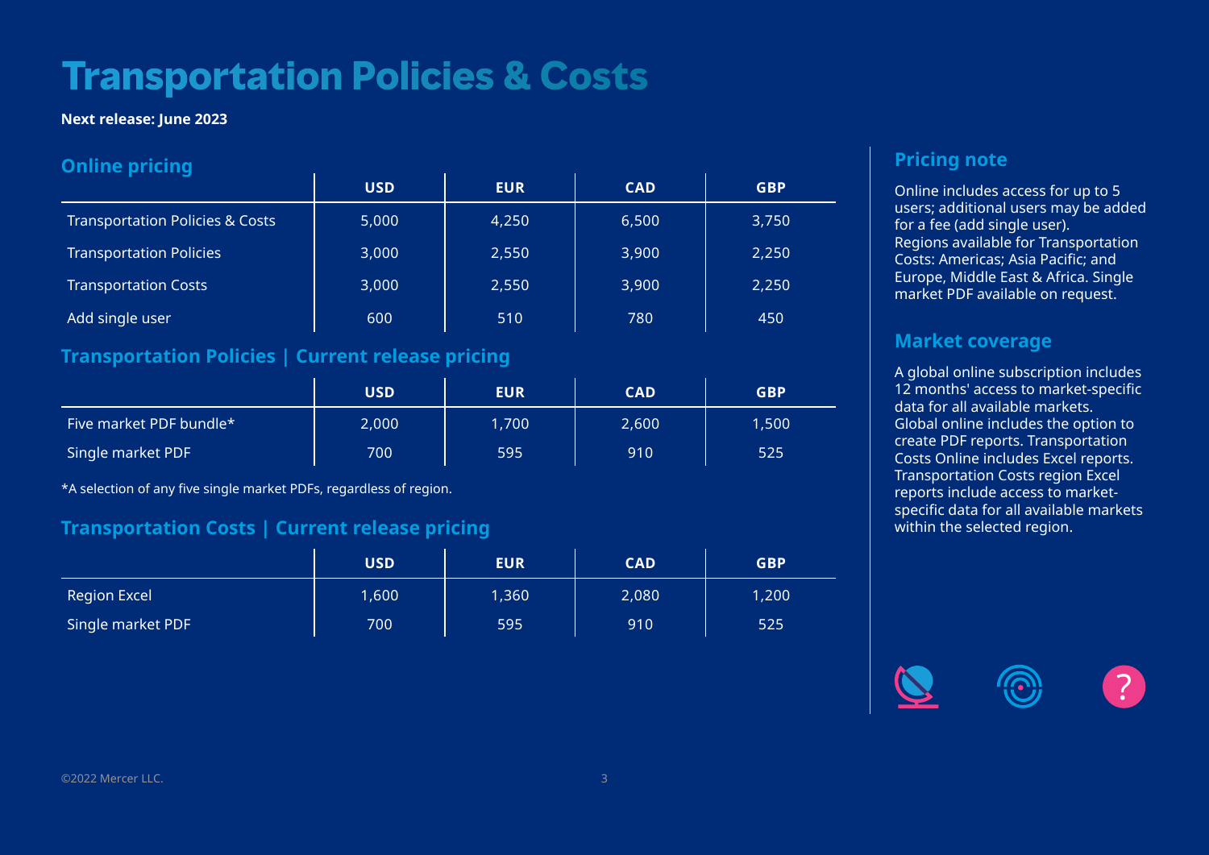# Transportation Policies & Costs

**Next release: June 2023**

## Online pricing

| | USD | EUR | CAD | GBP |
|---|---|---|---|---|
| Transportation Policies & Costs | 5,000 | 4,250 | 6,500 | 3,750 |
| Transportation Policies | 3,000 | 2,550 | 3,900 | 2,250 |
| Transportation Costs | 3,000 | 2,550 | 3,900 | 2,250 |
| Add single user | 600 | 510 | 780 | 450 |

## Transportation Policies | Current release pricing

| | USD | EUR | CAD | GBP |
|---|---|---|---|---|
| Five market PDF bundle* | 2,000 | 1,700 | 2,600 | 1,500 |
| Single market PDF | 700 | 595 | 910 | 525 |

*A selection of any five single market PDFs, regardless of region.

## Transportation Costs | Current release pricing

| | USD | EUR | CAD | GBP |
|---|---|---|---|---|
| Region Excel | 1,600 | 1,360 | 2,080 | 1,200 |
| Single market PDF | 700 | 595 | 910 | 525 |

## Pricing note

Online includes access for up to 5 users; additional users may be added for a fee (add single user). Regions available for Transportation Costs: Americas; Asia Pacific; and Europe, Middle East & Africa. Single market PDF available on request.

## Market coverage

A global online subscription includes 12 months' access to market-specific data for all available markets. Global online includes the option to create PDF reports. Transportation Costs Online includes Excel reports. Transportation Costs region Excel reports include access to market-specific data for all available markets within the selected region.

©2022 Mercer LLC.